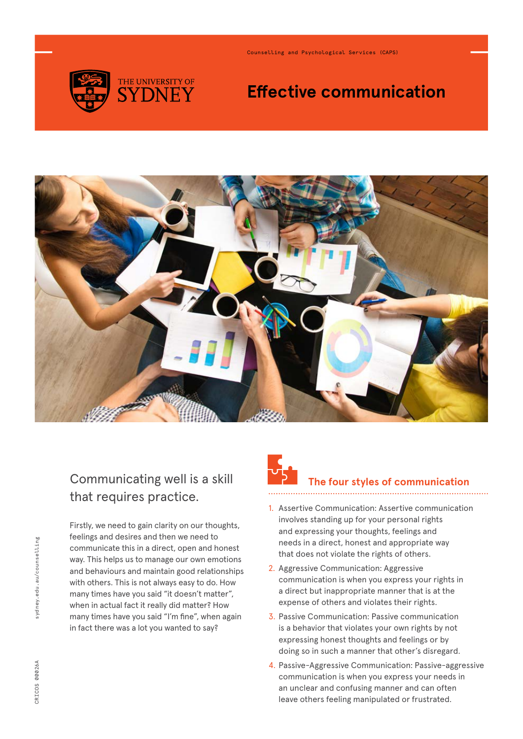Counselling and Psychological Services (CAPS)

THE UNIVERSITY OF SYDNEY

# Effective communication

## Communicating well is a skill that requires practice.

Firstly, we need to gain clarity on our thoughts, feelings and desires and then we need to communicate this in a direct, open and honest way. This helps us to manage our own emotions and behaviours and maintain good relationships with others. This is not always easy to do. How many times have you said "it doesn't matter", when in actual fact it really did matter? How many times have you said "I'm fine", when again in fact there was a lot you wanted to say?

## The four styles of communication

1. Assertive Communication: Assertive communication involves standing up for your personal rights and expressing your thoughts, feelings and needs in a direct, honest and appropriate way that does not violate the rights of others.
2. Aggressive Communication: Aggressive communication is when you express your rights in a direct but inappropriate manner that is at the expense of others and violates their rights.
3. Passive Communication: Passive communication is a behavior that violates your own rights by not expressing honest thoughts and feelings or by doing so in such a manner that other's disregard.
4. Passive-Aggressive Communication: Passive-aggressive communication is when you express your needs in an unclear and confusing manner and can often leave others feeling manipulated or frustrated.

sydney.edu.au/counselling

CRICOS 00026A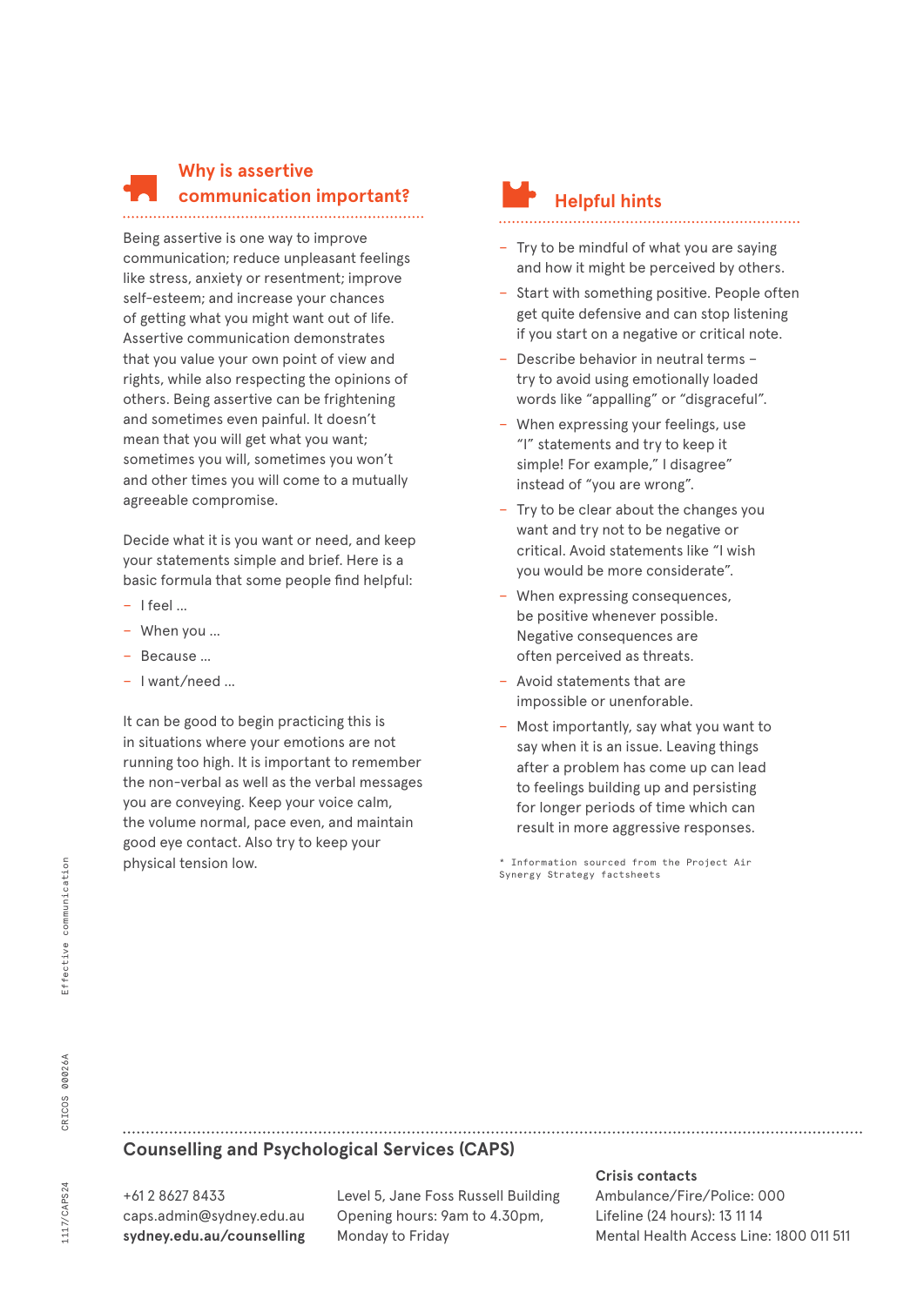## Why is assertive communication important?

Being assertive is one way to improve communication; reduce unpleasant feelings like stress, anxiety or resentment; improve self-esteem; and increase your chances of getting what you might want out of life. Assertive communication demonstrates that you value your own point of view and rights, while also respecting the opinions of others. Being assertive can be frightening and sometimes even painful. It doesn't mean that you will get what you want; sometimes you will, sometimes you won't and other times you will come to a mutually agreeable compromise.

Decide what it is you want or need, and keep your statements simple and brief. Here is a basic formula that some people find helpful:

- I feel ...
- When you ...
- Because ...
- I want/need ...

It can be good to begin practicing this is in situations where your emotions are not running too high. It is important to remember the non-verbal as well as the verbal messages you are conveying. Keep your voice calm, the volume normal, pace even, and maintain good eye contact. Also try to keep your physical tension low.

## Helpful hints

- Try to be mindful of what you are saying and how it might be perceived by others.
- Start with something positive. People often get quite defensive and can stop listening if you start on a negative or critical note.
- Describe behavior in neutral terms – try to avoid using emotionally loaded words like "appalling" or "disgraceful".
- When expressing your feelings, use "I" statements and try to keep it simple! For example," I disagree" instead of "you are wrong".
- Try to be clear about the changes you want and try not to be negative or critical. Avoid statements like "I wish you would be more considerate".
- When expressing consequences, be positive whenever possible. Negative consequences are often perceived as threats.
- Avoid statements that are impossible or unenforable.
- Most importantly, say what you want to say when it is an issue. Leaving things after a problem has come up can lead to feelings building up and persisting for longer periods of time which can result in more aggressive responses.

* Information sourced from the Project Air Synergy Strategy factsheets

Effective communication

CRICOS 00026A

1117/CAPS24

## Counselling and Psychological Services (CAPS)

+61 2 8627 8433
caps.admin@sydney.edu.au
**sydney.edu.au/counselling**

Level 5, Jane Foss Russell Building
Opening hours: 9am to 4.30pm, Monday to Friday

**Crisis contacts**
Ambulance/Fire/Police: 000
Lifeline (24 hours): 13 11 14
Mental Health Access Line: 1800 011 511